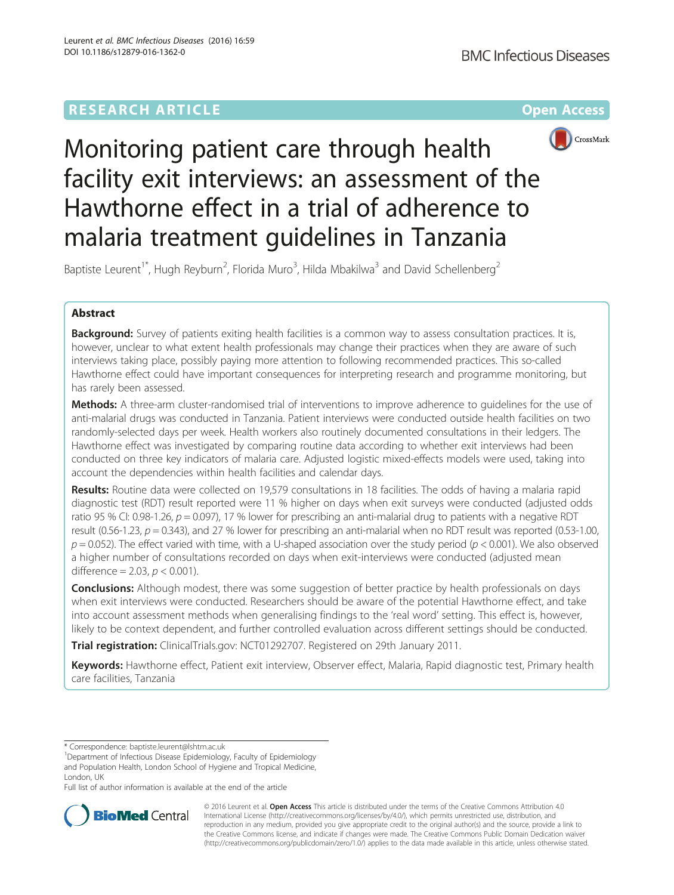# RESEARCH ARTICLE

**Open Access**

# Monitoring patient care through health facility exit interviews: an assessment of the Hawthorne effect in a trial of adherence to malaria treatment guidelines in Tanzania

Baptiste Leurent[1*], Hugh Reyburn[2], Florida Muro[3], Hilda Mbakilwa[3] and David Schellenberg[2]

## Abstract

**Background:** Survey of patients exiting health facilities is a common way to assess consultation practices. It is, however, unclear to what extent health professionals may change their practices when they are aware of such interviews taking place, possibly paying more attention to following recommended practices. This so-called Hawthorne effect could have important consequences for interpreting research and programme monitoring, but has rarely been assessed.

**Methods:** A three-arm cluster-randomised trial of interventions to improve adherence to guidelines for the use of anti-malarial drugs was conducted in Tanzania. Patient interviews were conducted outside health facilities on two randomly-selected days per week. Health workers also routinely documented consultations in their ledgers. The Hawthorne effect was investigated by comparing routine data according to whether exit interviews had been conducted on three key indicators of malaria care. Adjusted logistic mixed-effects models were used, taking into account the dependencies within health facilities and calendar days.

**Results:** Routine data were collected on 19,579 consultations in 18 facilities. The odds of having a malaria rapid diagnostic test (RDT) result reported were 11 % higher on days when exit surveys were conducted (adjusted odds ratio 95 % CI: 0.98-1.26, $p = 0.097$), 17 % lower for prescribing an anti-malarial drug to patients with a negative RDT result (0.56-1.23, $p = 0.343$), and 27 % lower for prescribing an anti-malarial when no RDT result was reported (0.53-1.00, $p = 0.052$). The effect varied with time, with a U-shaped association over the study period ($p < 0.001$). We also observed a higher number of consultations recorded on days when exit-interviews were conducted (adjusted mean difference = 2.03, $p < 0.001$).

**Conclusions:** Although modest, there was some suggestion of better practice by health professionals on days when exit interviews were conducted. Researchers should be aware of the potential Hawthorne effect, and take into account assessment methods when generalising findings to the 'real word' setting. This effect is, however, likely to be context dependent, and further controlled evaluation across different settings should be conducted.

**Trial registration:** ClinicalTrials.gov: NCT01292707. Registered on 29th January 2011.

**Keywords:** Hawthorne effect, Patient exit interview, Observer effect, Malaria, Rapid diagnostic test, Primary health care facilities, Tanzania

---

\* Correspondence: baptiste.leurent@lshtm.ac.uk

[1]Department of Infectious Disease Epidemiology, Faculty of Epidemiology and Population Health, London School of Hygiene and Tropical Medicine, London, UK

Full list of author information is available at the end of the article

© 2016 Leurent et al. **Open Access** This article is distributed under the terms of the Creative Commons Attribution 4.0 International License (http://creativecommons.org/licenses/by/4.0/), which permits unrestricted use, distribution, and reproduction in any medium, provided you give appropriate credit to the original author(s) and the source, provide a link to the Creative Commons license, and indicate if changes were made. The Creative Commons Public Domain Dedication waiver (http://creativecommons.org/publicdomain/zero/1.0/) applies to the data made available in this article, unless otherwise stated.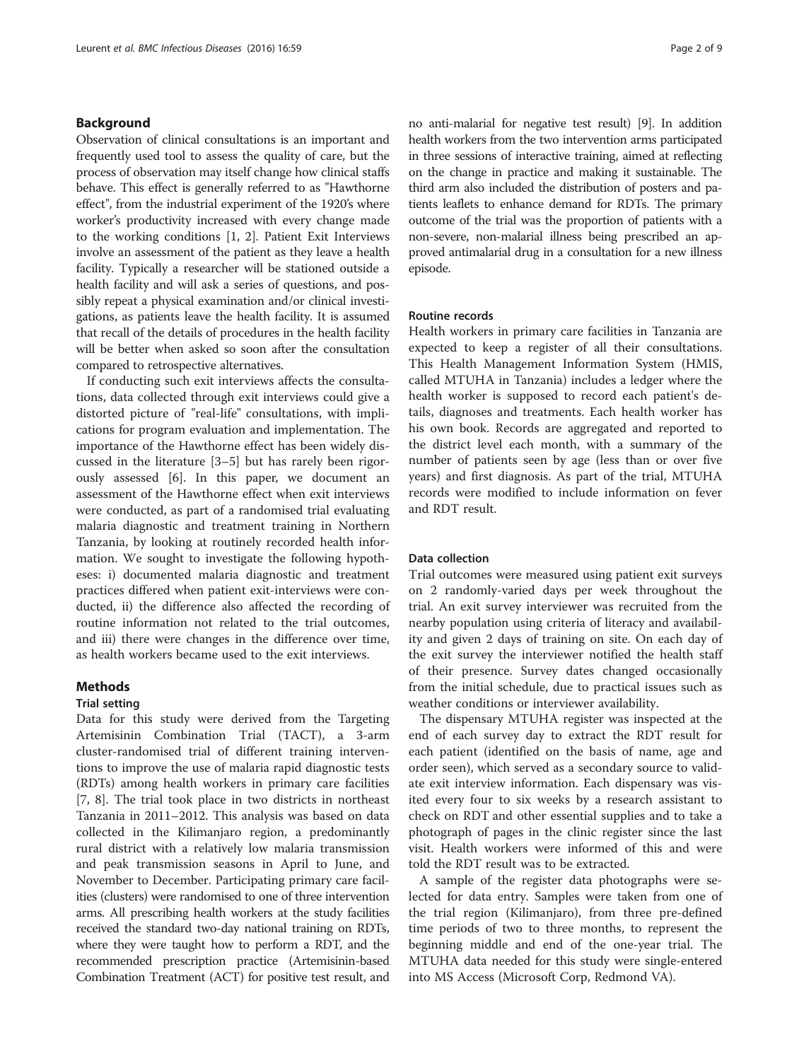## Background

Observation of clinical consultations is an important and frequently used tool to assess the quality of care, but the process of observation may itself change how clinical staffs behave. This effect is generally referred to as "Hawthorne effect", from the industrial experiment of the 1920's where worker's productivity increased with every change made to the working conditions [1, 2]. Patient Exit Interviews involve an assessment of the patient as they leave a health facility. Typically a researcher will be stationed outside a health facility and will ask a series of questions, and possibly repeat a physical examination and/or clinical investigations, as patients leave the health facility. It is assumed that recall of the details of procedures in the health facility will be better when asked so soon after the consultation compared to retrospective alternatives.

If conducting such exit interviews affects the consultations, data collected through exit interviews could give a distorted picture of "real-life" consultations, with implications for program evaluation and implementation. The importance of the Hawthorne effect has been widely discussed in the literature [3–5] but has rarely been rigorously assessed [6]. In this paper, we document an assessment of the Hawthorne effect when exit interviews were conducted, as part of a randomised trial evaluating malaria diagnostic and treatment training in Northern Tanzania, by looking at routinely recorded health information. We sought to investigate the following hypotheses: i) documented malaria diagnostic and treatment practices differed when patient exit-interviews were conducted, ii) the difference also affected the recording of routine information not related to the trial outcomes, and iii) there were changes in the difference over time, as health workers became used to the exit interviews.

## Methods

### Trial setting

Data for this study were derived from the Targeting Artemisinin Combination Trial (TACT), a 3-arm cluster-randomised trial of different training interventions to improve the use of malaria rapid diagnostic tests (RDTs) among health workers in primary care facilities [7, 8]. The trial took place in two districts in northeast Tanzania in 2011–2012. This analysis was based on data collected in the Kilimanjaro region, a predominantly rural district with a relatively low malaria transmission and peak transmission seasons in April to June, and November to December. Participating primary care facilities (clusters) were randomised to one of three intervention arms. All prescribing health workers at the study facilities received the standard two-day national training on RDTs, where they were taught how to perform a RDT, and the recommended prescription practice (Artemisinin-based Combination Treatment (ACT) for positive test result, and no anti-malarial for negative test result) [9]. In addition health workers from the two intervention arms participated in three sessions of interactive training, aimed at reflecting on the change in practice and making it sustainable. The third arm also included the distribution of posters and patients leaflets to enhance demand for RDTs. The primary outcome of the trial was the proportion of patients with a non-severe, non-malarial illness being prescribed an approved antimalarial drug in a consultation for a new illness episode.

### Routine records

Health workers in primary care facilities in Tanzania are expected to keep a register of all their consultations. This Health Management Information System (HMIS, called MTUHA in Tanzania) includes a ledger where the health worker is supposed to record each patient's details, diagnoses and treatments. Each health worker has his own book. Records are aggregated and reported to the district level each month, with a summary of the number of patients seen by age (less than or over five years) and first diagnosis. As part of the trial, MTUHA records were modified to include information on fever and RDT result.

### Data collection

Trial outcomes were measured using patient exit surveys on 2 randomly-varied days per week throughout the trial. An exit survey interviewer was recruited from the nearby population using criteria of literacy and availability and given 2 days of training on site. On each day of the exit survey the interviewer notified the health staff of their presence. Survey dates changed occasionally from the initial schedule, due to practical issues such as weather conditions or interviewer availability.

The dispensary MTUHA register was inspected at the end of each survey day to extract the RDT result for each patient (identified on the basis of name, age and order seen), which served as a secondary source to validate exit interview information. Each dispensary was visited every four to six weeks by a research assistant to check on RDT and other essential supplies and to take a photograph of pages in the clinic register since the last visit. Health workers were informed of this and were told the RDT result was to be extracted.

A sample of the register data photographs were selected for data entry. Samples were taken from one of the trial region (Kilimanjaro), from three pre-defined time periods of two to three months, to represent the beginning middle and end of the one-year trial. The MTUHA data needed for this study were single-entered into MS Access (Microsoft Corp, Redmond VA).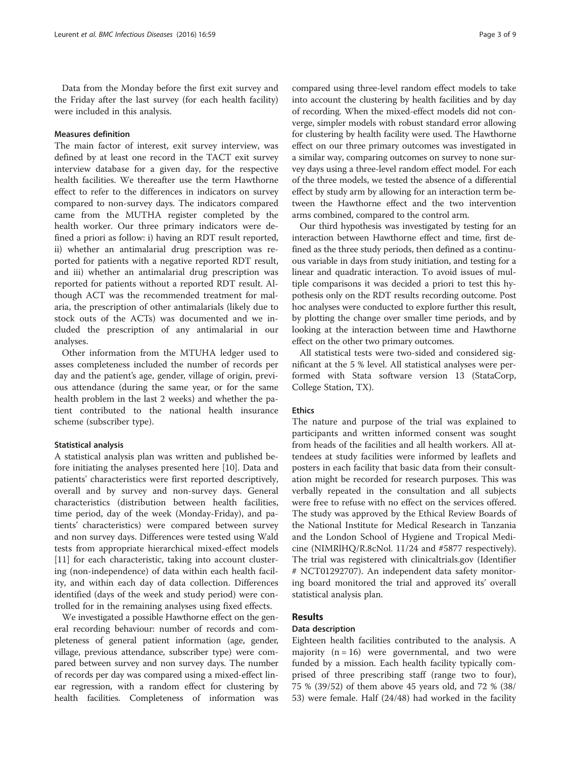Data from the Monday before the first exit survey and the Friday after the last survey (for each health facility) were included in this analysis.

#### Measures definition

The main factor of interest, exit survey interview, was defined by at least one record in the TACT exit survey interview database for a given day, for the respective health facilities. We thereafter use the term Hawthorne effect to refer to the differences in indicators on survey compared to non-survey days. The indicators compared came from the MUTHA register completed by the health worker. Our three primary indicators were defined a priori as follow: i) having an RDT result reported, ii) whether an antimalarial drug prescription was reported for patients with a negative reported RDT result, and iii) whether an antimalarial drug prescription was reported for patients without a reported RDT result. Although ACT was the recommended treatment for malaria, the prescription of other antimalarials (likely due to stock outs of the ACTs) was documented and we included the prescription of any antimalarial in our analyses.

Other information from the MTUHA ledger used to asses completeness included the number of records per day and the patient's age, gender, village of origin, previous attendance (during the same year, or for the same health problem in the last 2 weeks) and whether the patient contributed to the national health insurance scheme (subscriber type).

#### Statistical analysis

A statistical analysis plan was written and published before initiating the analyses presented here [10]. Data and patients' characteristics were first reported descriptively, overall and by survey and non-survey days. General characteristics (distribution between health facilities, time period, day of the week (Monday-Friday), and patients' characteristics) were compared between survey and non survey days. Differences were tested using Wald tests from appropriate hierarchical mixed-effect models [11] for each characteristic, taking into account clustering (non-independence) of data within each health facility, and within each day of data collection. Differences identified (days of the week and study period) were controlled for in the remaining analyses using fixed effects.

We investigated a possible Hawthorne effect on the general recording behaviour: number of records and completeness of general patient information (age, gender, village, previous attendance, subscriber type) were compared between survey and non survey days. The number of records per day was compared using a mixed-effect linear regression, with a random effect for clustering by health facilities. Completeness of information was compared using three-level random effect models to take into account the clustering by health facilities and by day of recording. When the mixed-effect models did not converge, simpler models with robust standard error allowing for clustering by health facility were used. The Hawthorne effect on our three primary outcomes was investigated in a similar way, comparing outcomes on survey to none survey days using a three-level random effect model. For each of the three models, we tested the absence of a differential effect by study arm by allowing for an interaction term between the Hawthorne effect and the two intervention arms combined, compared to the control arm.

Our third hypothesis was investigated by testing for an interaction between Hawthorne effect and time, first defined as the three study periods, then defined as a continuous variable in days from study initiation, and testing for a linear and quadratic interaction. To avoid issues of multiple comparisons it was decided a priori to test this hypothesis only on the RDT results recording outcome. Post hoc analyses were conducted to explore further this result, by plotting the change over smaller time periods, and by looking at the interaction between time and Hawthorne effect on the other two primary outcomes.

All statistical tests were two-sided and considered significant at the 5 % level. All statistical analyses were performed with Stata software version 13 (StataCorp, College Station, TX).

#### Ethics

The nature and purpose of the trial was explained to participants and written informed consent was sought from heads of the facilities and all health workers. All attendees at study facilities were informed by leaflets and posters in each facility that basic data from their consultation might be recorded for research purposes. This was verbally repeated in the consultation and all subjects were free to refuse with no effect on the services offered. The study was approved by the Ethical Review Boards of the National Institute for Medical Research in Tanzania and the London School of Hygiene and Tropical Medicine (NIMRlHQ/R.8cNol. 11/24 and #5877 respectively). The trial was registered with clinicaltrials.gov (Identifier # NCT01292707). An independent data safety monitoring board monitored the trial and approved its' overall statistical analysis plan.

## Results

#### Data description

Eighteen health facilities contributed to the analysis. A majority (n = 16) were governmental, and two were funded by a mission. Each health facility typically comprised of three prescribing staff (range two to four), 75 % (39/52) of them above 45 years old, and 72 % (38/53) were female. Half (24/48) had worked in the facility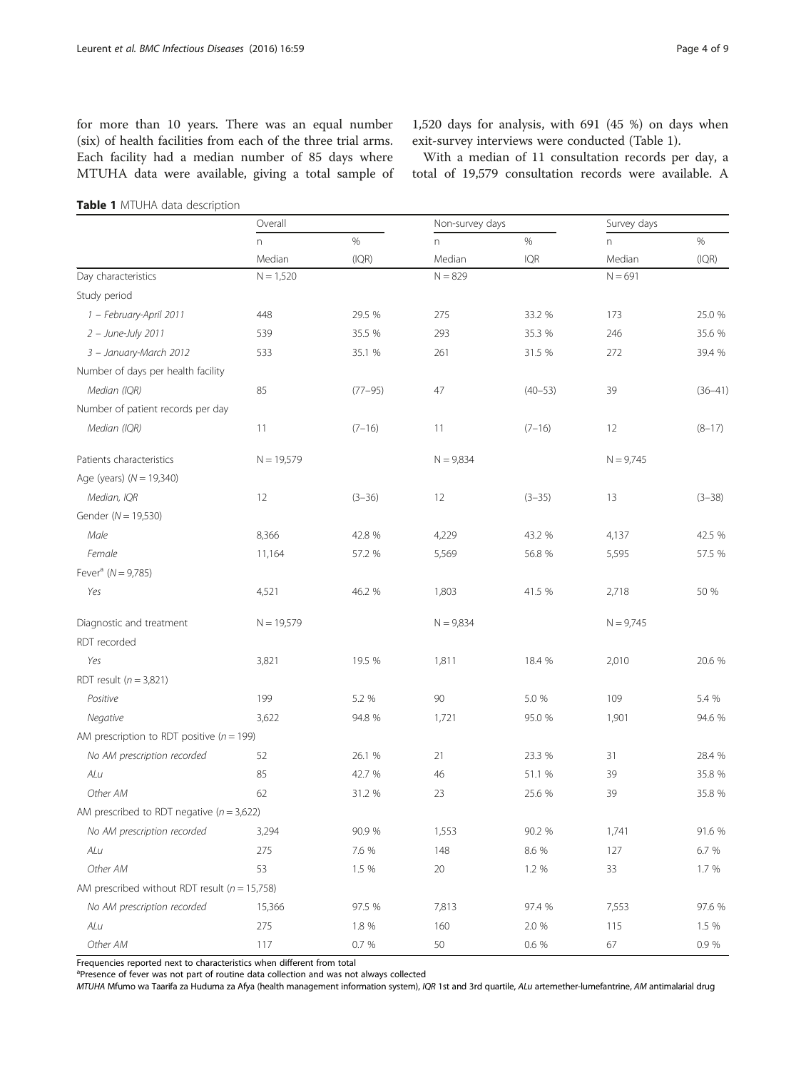for more than 10 years. There was an equal number (six) of health facilities from each of the three trial arms. Each facility had a median number of 85 days where MTUHA data were available, giving a total sample of 1,520 days for analysis, with 691 (45 %) on days when exit-survey interviews were conducted (Table 1).

With a median of 11 consultation records per day, a total of 19,579 consultation records were available. A

**Table 1** MTUHA data description

| | Overall | | Non-survey days | | Survey days | |
|---|---|---|---|---|---|---|
| | n | % | n | % | n | % |
| | Median | (IQR) | Median | IQR | Median | (IQR) |
| Day characteristics | N = 1,520 | | N = 829 | | N = 691 | |
| Study period | | | | | | |
| *1 – February-April 2011* | 448 | 29.5 % | 275 | 33.2 % | 173 | 25.0 % |
| *2 – June-July 2011* | 539 | 35.5 % | 293 | 35.3 % | 246 | 35.6 % |
| *3 – January-March 2012* | 533 | 35.1 % | 261 | 31.5 % | 272 | 39.4 % |
| Number of days per health facility | | | | | | |
| *Median (IQR)* | 85 | (77–95) | 47 | (40–53) | 39 | (36–41) |
| Number of patient records per day | | | | | | |
| *Median (IQR)* | 11 | (7–16) | 11 | (7–16) | 12 | (8–17) |
| Patients characteristics | N = 19,579 | | N = 9,834 | | N = 9,745 | |
| Age (years) (*N* = 19,340) | | | | | | |
| *Median, IQR* | 12 | (3–36) | 12 | (3–35) | 13 | (3–38) |
| Gender (*N* = 19,530) | | | | | | |
| *Male* | 8,366 | 42.8 % | 4,229 | 43.2 % | 4,137 | 42.5 % |
| *Female* | 11,164 | 57.2 % | 5,569 | 56.8 % | 5,595 | 57.5 % |
| Fever[a] (*N* = 9,785) | | | | | | |
| *Yes* | 4,521 | 46.2 % | 1,803 | 41.5 % | 2,718 | 50 % |
| Diagnostic and treatment | N = 19,579 | | N = 9,834 | | N = 9,745 | |
| RDT recorded | | | | | | |
| *Yes* | 3,821 | 19.5 % | 1,811 | 18.4 % | 2,010 | 20.6 % |
| RDT result (*n* = 3,821) | | | | | | |
| *Positive* | 199 | 5.2 % | 90 | 5.0 % | 109 | 5.4 % |
| *Negative* | 3,622 | 94.8 % | 1,721 | 95.0 % | 1,901 | 94.6 % |
| AM prescription to RDT positive (*n* = 199) | | | | | | |
| *No AM prescription recorded* | 52 | 26.1 % | 21 | 23.3 % | 31 | 28.4 % |
| *ALu* | 85 | 42.7 % | 46 | 51.1 % | 39 | 35.8 % |
| *Other AM* | 62 | 31.2 % | 23 | 25.6 % | 39 | 35.8 % |
| AM prescribed to RDT negative (*n* = 3,622) | | | | | | |
| *No AM prescription recorded* | 3,294 | 90.9 % | 1,553 | 90.2 % | 1,741 | 91.6 % |
| *ALu* | 275 | 7.6 % | 148 | 8.6 % | 127 | 6.7 % |
| *Other AM* | 53 | 1.5 % | 20 | 1.2 % | 33 | 1.7 % |
| AM prescribed without RDT result (*n* = 15,758) | | | | | | |
| *No AM prescription recorded* | 15,366 | 97.5 % | 7,813 | 97.4 % | 7,553 | 97.6 % |
| *ALu* | 275 | 1.8 % | 160 | 2.0 % | 115 | 1.5 % |
| *Other AM* | 117 | 0.7 % | 50 | 0.6 % | 67 | 0.9 % |

Frequencies reported next to characteristics when different from total

[a]Presence of fever was not part of routine data collection and was not always collected

*MTUHA* Mfumo wa Taarifa za Huduma za Afya (health management information system), *IQR* 1st and 3rd quartile, *ALu* artemether-lumefantrine, *AM* antimalarial drug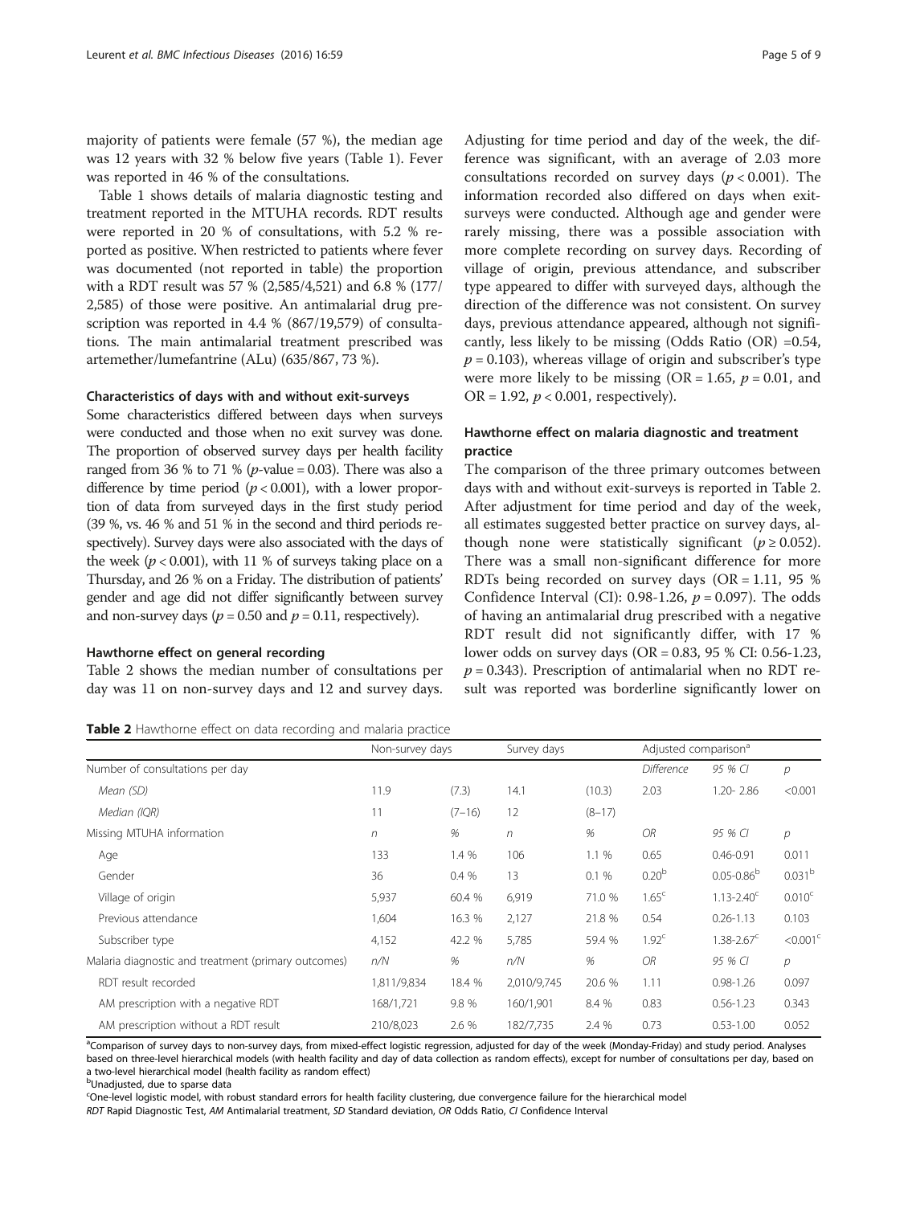majority of patients were female (57 %), the median age was 12 years with 32 % below five years (Table 1). Fever was reported in 46 % of the consultations.

Table 1 shows details of malaria diagnostic testing and treatment reported in the MTUHA records. RDT results were reported in 20 % of consultations, with 5.2 % reported as positive. When restricted to patients where fever was documented (not reported in table) the proportion with a RDT result was 57 % (2,585/4,521) and 6.8 % (177/2,585) of those were positive. An antimalarial drug prescription was reported in 4.4 % (867/19,579) of consultations. The main antimalarial treatment prescribed was artemether/lumefantrine (ALu) (635/867, 73 %).

### Characteristics of days with and without exit-surveys

Some characteristics differed between days when surveys were conducted and those when no exit survey was done. The proportion of observed survey days per health facility ranged from 36 % to 71 % (*p*-value = 0.03). There was also a difference by time period ($p < 0.001$), with a lower proportion of data from surveyed days in the first study period (39 %, vs. 46 % and 51 % in the second and third periods respectively). Survey days were also associated with the days of the week ($p < 0.001$), with 11 % of surveys taking place on a Thursday, and 26 % on a Friday. The distribution of patients' gender and age did not differ significantly between survey and non-survey days ($p = 0.50$ and $p = 0.11$, respectively).

### Hawthorne effect on general recording

Table 2 shows the median number of consultations per day was 11 on non-survey days and 12 and survey days. Adjusting for time period and day of the week, the difference was significant, with an average of 2.03 more consultations recorded on survey days ($p < 0.001$). The information recorded also differed on days when exit-surveys were conducted. Although age and gender were rarely missing, there was a possible association with more complete recording on survey days. Recording of village of origin, previous attendance, and subscriber type appeared to differ with surveyed days, although the direction of the difference was not consistent. On survey days, previous attendance appeared, although not significantly, less likely to be missing (Odds Ratio (OR) =0.54, $p = 0.103$), whereas village of origin and subscriber's type were more likely to be missing (OR = 1.65, $p = 0.01$, and OR = 1.92, $p < 0.001$, respectively).

### Hawthorne effect on malaria diagnostic and treatment practice

The comparison of the three primary outcomes between days with and without exit-surveys is reported in Table 2. After adjustment for time period and day of the week, all estimates suggested better practice on survey days, although none were statistically significant ($p \geq 0.052$). There was a small non-significant difference for more RDTs being recorded on survey days (OR = 1.11, 95 % Confidence Interval (CI): 0.98-1.26, $p = 0.097$). The odds of having an antimalarial drug prescribed with a negative RDT result did not significantly differ, with 17 % lower odds on survey days (OR = 0.83, 95 % CI: 0.56-1.23, $p = 0.343$). Prescription of antimalarial when no RDT result was reported was borderline significantly lower on

**Table 2** Hawthorne effect on data recording and malaria practice

| | Non-survey days | | Survey days | | Adjusted comparison[a] | | |
|---|---|---|---|---|---|---|---|
| Number of consultations per day | | | | | *Difference* | *95 % CI* | *p* |
| *Mean (SD)* | 11.9 | (7.3) | 14.1 | (10.3) | 2.03 | 1.20- 2.86 | <0.001 |
| *Median (IQR)* | 11 | (7–16) | 12 | (8–17) | | | |
| Missing MTUHA information | *n* | *%* | *n* | *%* | *OR* | *95 % CI* | *p* |
| Age | 133 | 1.4 % | 106 | 1.1 % | 0.65 | 0.46-0.91 | 0.011 |
| Gender | 36 | 0.4 % | 13 | 0.1 % | 0.20[b] | 0.05-0.86[b] | 0.031[b] |
| Village of origin | 5,937 | 60.4 % | 6,919 | 71.0 % | 1.65[c] | 1.13-2.40[c] | 0.010[c] |
| Previous attendance | 1,604 | 16.3 % | 2,127 | 21.8 % | 0.54 | 0.26-1.13 | 0.103 |
| Subscriber type | 4,152 | 42.2 % | 5,785 | 59.4 % | 1.92[c] | 1.38-2.67[c] | <0.001[c] |
| Malaria diagnostic and treatment (primary outcomes) | *n/N* | *%* | *n/N* | *%* | *OR* | *95 % CI* | *p* |
| RDT result recorded | 1,811/9,834 | 18.4 % | 2,010/9,745 | 20.6 % | 1.11 | 0.98-1.26 | 0.097 |
| AM prescription with a negative RDT | 168/1,721 | 9.8 % | 160/1,901 | 8.4 % | 0.83 | 0.56-1.23 | 0.343 |
| AM prescription without a RDT result | 210/8,023 | 2.6 % | 182/7,735 | 2.4 % | 0.73 | 0.53-1.00 | 0.052 |

[a]Comparison of survey days to non-survey days, from mixed-effect logistic regression, adjusted for day of the week (Monday-Friday) and study period. Analyses based on three-level hierarchical models (with health facility and day of data collection as random effects), except for number of consultations per day, based on a two-level hierarchical model (health facility as random effect)
[b]Unadjusted, due to sparse data
[c]One-level logistic model, with robust standard errors for health facility clustering, due convergence failure for the hierarchical model
*RDT* Rapid Diagnostic Test, *AM* Antimalarial treatment, *SD* Standard deviation, *OR* Odds Ratio, *CI* Confidence Interval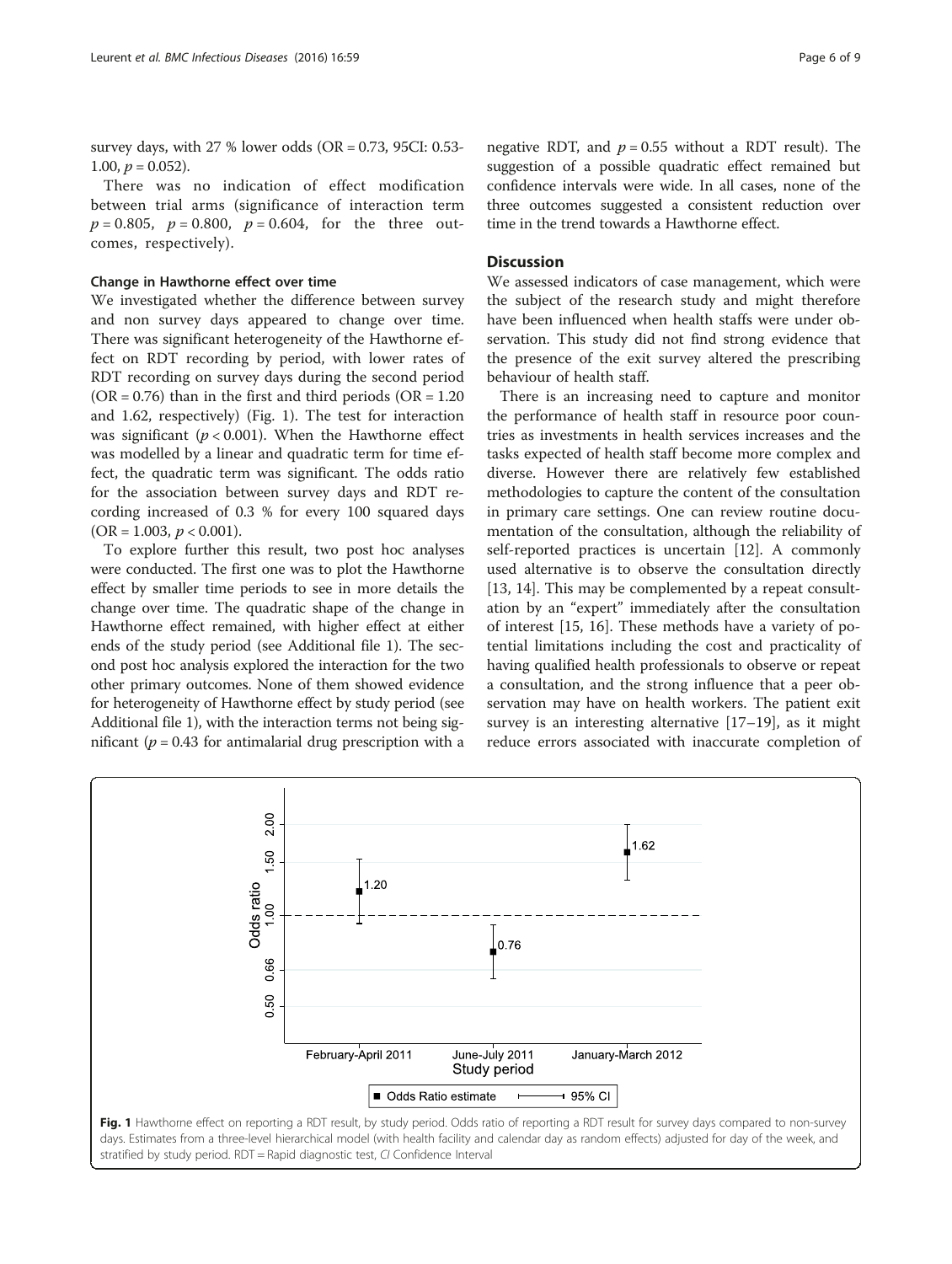survey days, with 27 % lower odds (OR = 0.73, 95CI: 0.53-1.00, $p = 0.052$).

There was no indication of effect modification between trial arms (significance of interaction term $p = 0.805$, $p = 0.800$, $p = 0.604$, for the three outcomes, respectively).

### Change in Hawthorne effect over time

We investigated whether the difference between survey and non survey days appeared to change over time. There was significant heterogeneity of the Hawthorne effect on RDT recording by period, with lower rates of RDT recording on survey days during the second period (OR = 0.76) than in the first and third periods (OR = 1.20 and 1.62, respectively) (Fig. 1). The test for interaction was significant ($p < 0.001$). When the Hawthorne effect was modelled by a linear and quadratic term for time effect, the quadratic term was significant. The odds ratio for the association between survey days and RDT recording increased of 0.3 % for every 100 squared days (OR = 1.003, $p < 0.001$).

To explore further this result, two post hoc analyses were conducted. The first one was to plot the Hawthorne effect by smaller time periods to see in more details the change over time. The quadratic shape of the change in Hawthorne effect remained, with higher effect at either ends of the study period (see Additional file 1). The second post hoc analysis explored the interaction for the two other primary outcomes. None of them showed evidence for heterogeneity of Hawthorne effect by study period (see Additional file 1), with the interaction terms not being significant ($p = 0.43$ for antimalarial drug prescription with a negative RDT, and $p = 0.55$ without a RDT result). The suggestion of a possible quadratic effect remained but confidence intervals were wide. In all cases, none of the three outcomes suggested a consistent reduction over time in the trend towards a Hawthorne effect.

## Discussion

We assessed indicators of case management, which were the subject of the research study and might therefore have been influenced when health staffs were under observation. This study did not find strong evidence that the presence of the exit survey altered the prescribing behaviour of health staff.

There is an increasing need to capture and monitor the performance of health staff in resource poor countries as investments in health services increases and the tasks expected of health staff become more complex and diverse. However there are relatively few established methodologies to capture the content of the consultation in primary care settings. One can review routine documentation of the consultation, although the reliability of self-reported practices is uncertain [12]. A commonly used alternative is to observe the consultation directly [13, 14]. This may be complemented by a repeat consultation by an "expert" immediately after the consultation of interest [15, 16]. These methods have a variety of potential limitations including the cost and practicality of having qualified health professionals to observe or repeat a consultation, and the strong influence that a peer observation may have on health workers. The patient exit survey is an interesting alternative [17–19], as it might reduce errors associated with inaccurate completion of

**Fig. 1** Hawthorne effect on reporting a RDT result, by study period. Odds ratio of reporting a RDT result for survey days compared to non-survey days. Estimates from a three-level hierarchical model (with health facility and calendar day as random effects) adjusted for day of the week, and stratified by study period. RDT = Rapid diagnostic test, *CI* Confidence Interval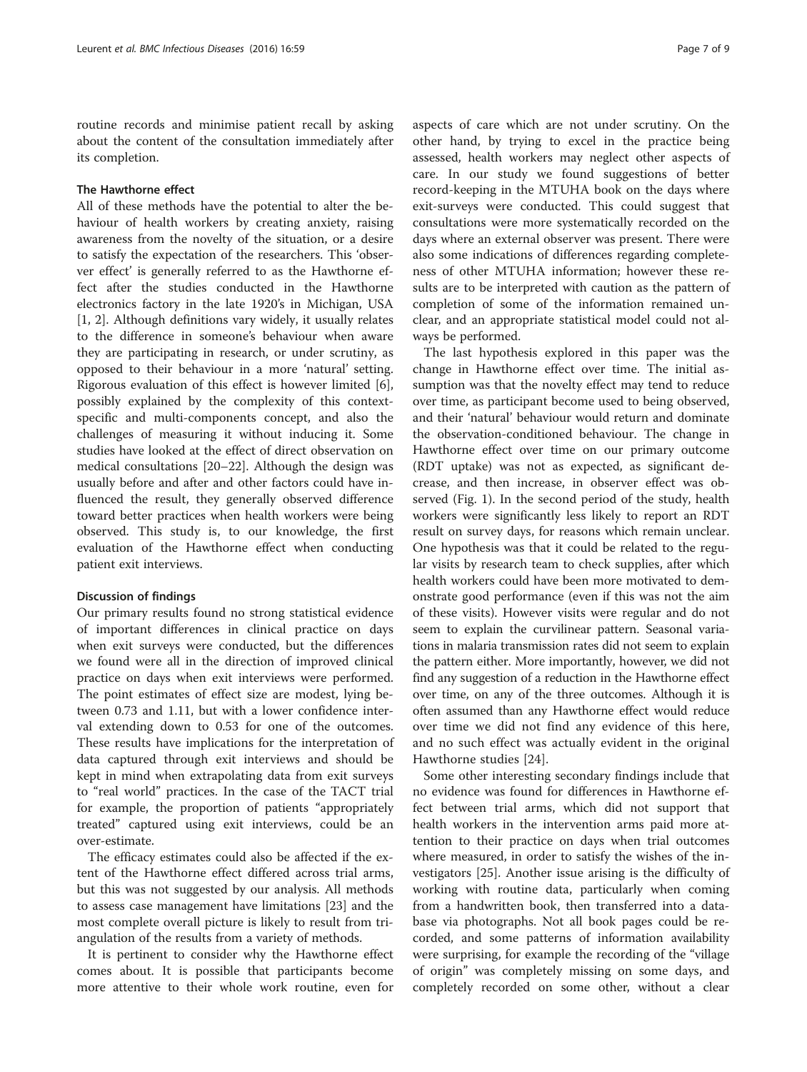routine records and minimise patient recall by asking about the content of the consultation immediately after its completion.

### The Hawthorne effect

All of these methods have the potential to alter the behaviour of health workers by creating anxiety, raising awareness from the novelty of the situation, or a desire to satisfy the expectation of the researchers. This 'observer effect' is generally referred to as the Hawthorne effect after the studies conducted in the Hawthorne electronics factory in the late 1920's in Michigan, USA [1, 2]. Although definitions vary widely, it usually relates to the difference in someone's behaviour when aware they are participating in research, or under scrutiny, as opposed to their behaviour in a more 'natural' setting. Rigorous evaluation of this effect is however limited [6], possibly explained by the complexity of this context-specific and multi-components concept, and also the challenges of measuring it without inducing it. Some studies have looked at the effect of direct observation on medical consultations [20–22]. Although the design was usually before and after and other factors could have influenced the result, they generally observed difference toward better practices when health workers were being observed. This study is, to our knowledge, the first evaluation of the Hawthorne effect when conducting patient exit interviews.

### Discussion of findings

Our primary results found no strong statistical evidence of important differences in clinical practice on days when exit surveys were conducted, but the differences we found were all in the direction of improved clinical practice on days when exit interviews were performed. The point estimates of effect size are modest, lying between 0.73 and 1.11, but with a lower confidence interval extending down to 0.53 for one of the outcomes. These results have implications for the interpretation of data captured through exit interviews and should be kept in mind when extrapolating data from exit surveys to "real world" practices. In the case of the TACT trial for example, the proportion of patients "appropriately treated" captured using exit interviews, could be an over-estimate.

The efficacy estimates could also be affected if the extent of the Hawthorne effect differed across trial arms, but this was not suggested by our analysis. All methods to assess case management have limitations [23] and the most complete overall picture is likely to result from triangulation of the results from a variety of methods.

It is pertinent to consider why the Hawthorne effect comes about. It is possible that participants become more attentive to their whole work routine, even for aspects of care which are not under scrutiny. On the other hand, by trying to excel in the practice being assessed, health workers may neglect other aspects of care. In our study we found suggestions of better record-keeping in the MTUHA book on the days where exit-surveys were conducted. This could suggest that consultations were more systematically recorded on the days where an external observer was present. There were also some indications of differences regarding completeness of other MTUHA information; however these results are to be interpreted with caution as the pattern of completion of some of the information remained unclear, and an appropriate statistical model could not always be performed.

The last hypothesis explored in this paper was the change in Hawthorne effect over time. The initial assumption was that the novelty effect may tend to reduce over time, as participant become used to being observed, and their 'natural' behaviour would return and dominate the observation-conditioned behaviour. The change in Hawthorne effect over time on our primary outcome (RDT uptake) was not as expected, as significant decrease, and then increase, in observer effect was observed (Fig. 1). In the second period of the study, health workers were significantly less likely to report an RDT result on survey days, for reasons which remain unclear. One hypothesis was that it could be related to the regular visits by research team to check supplies, after which health workers could have been more motivated to demonstrate good performance (even if this was not the aim of these visits). However visits were regular and do not seem to explain the curvilinear pattern. Seasonal variations in malaria transmission rates did not seem to explain the pattern either. More importantly, however, we did not find any suggestion of a reduction in the Hawthorne effect over time, on any of the three outcomes. Although it is often assumed than any Hawthorne effect would reduce over time we did not find any evidence of this here, and no such effect was actually evident in the original Hawthorne studies [24].

Some other interesting secondary findings include that no evidence was found for differences in Hawthorne effect between trial arms, which did not support that health workers in the intervention arms paid more attention to their practice on days when trial outcomes where measured, in order to satisfy the wishes of the investigators [25]. Another issue arising is the difficulty of working with routine data, particularly when coming from a handwritten book, then transferred into a database via photographs. Not all book pages could be recorded, and some patterns of information availability were surprising, for example the recording of the "village of origin" was completely missing on some days, and completely recorded on some other, without a clear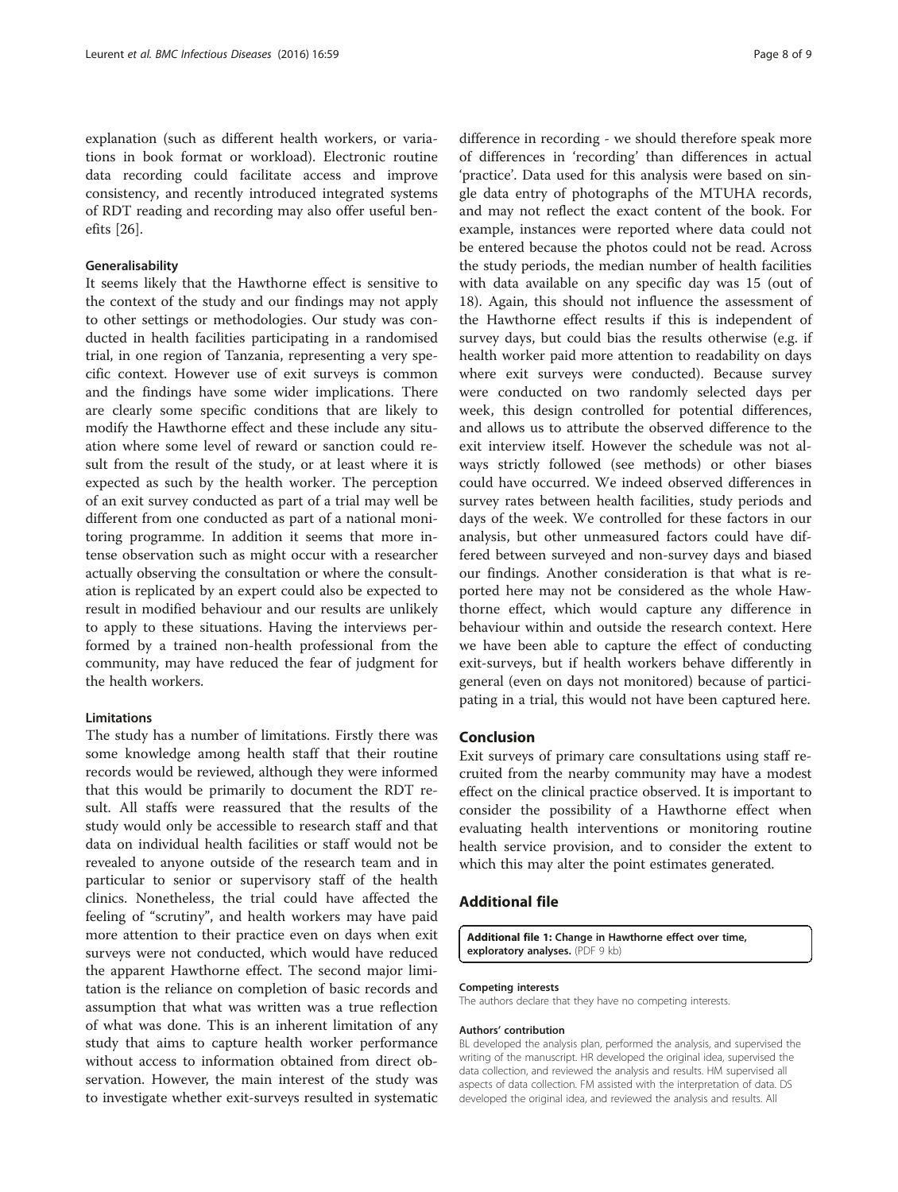explanation (such as different health workers, or variations in book format or workload). Electronic routine data recording could facilitate access and improve consistency, and recently introduced integrated systems of RDT reading and recording may also offer useful benefits [26].

### Generalisability

It seems likely that the Hawthorne effect is sensitive to the context of the study and our findings may not apply to other settings or methodologies. Our study was conducted in health facilities participating in a randomised trial, in one region of Tanzania, representing a very specific context. However use of exit surveys is common and the findings have some wider implications. There are clearly some specific conditions that are likely to modify the Hawthorne effect and these include any situation where some level of reward or sanction could result from the result of the study, or at least where it is expected as such by the health worker. The perception of an exit survey conducted as part of a trial may well be different from one conducted as part of a national monitoring programme. In addition it seems that more intense observation such as might occur with a researcher actually observing the consultation or where the consultation is replicated by an expert could also be expected to result in modified behaviour and our results are unlikely to apply to these situations. Having the interviews performed by a trained non-health professional from the community, may have reduced the fear of judgment for the health workers.

### Limitations

The study has a number of limitations. Firstly there was some knowledge among health staff that their routine records would be reviewed, although they were informed that this would be primarily to document the RDT result. All staffs were reassured that the results of the study would only be accessible to research staff and that data on individual health facilities or staff would not be revealed to anyone outside of the research team and in particular to senior or supervisory staff of the health clinics. Nonetheless, the trial could have affected the feeling of "scrutiny", and health workers may have paid more attention to their practice even on days when exit surveys were not conducted, which would have reduced the apparent Hawthorne effect. The second major limitation is the reliance on completion of basic records and assumption that what was written was a true reflection of what was done. This is an inherent limitation of any study that aims to capture health worker performance without access to information obtained from direct observation. However, the main interest of the study was to investigate whether exit-surveys resulted in systematic difference in recording - we should therefore speak more of differences in 'recording' than differences in actual 'practice'. Data used for this analysis were based on single data entry of photographs of the MTUHA records, and may not reflect the exact content of the book. For example, instances were reported where data could not be entered because the photos could not be read. Across the study periods, the median number of health facilities with data available on any specific day was 15 (out of 18). Again, this should not influence the assessment of the Hawthorne effect results if this is independent of survey days, but could bias the results otherwise (e.g. if health worker paid more attention to readability on days where exit surveys were conducted). Because survey were conducted on two randomly selected days per week, this design controlled for potential differences, and allows us to attribute the observed difference to the exit interview itself. However the schedule was not always strictly followed (see methods) or other biases could have occurred. We indeed observed differences in survey rates between health facilities, study periods and days of the week. We controlled for these factors in our analysis, but other unmeasured factors could have differed between surveyed and non-survey days and biased our findings. Another consideration is that what is reported here may not be considered as the whole Hawthorne effect, which would capture any difference in behaviour within and outside the research context. Here we have been able to capture the effect of conducting exit-surveys, but if health workers behave differently in general (even on days not monitored) because of participating in a trial, this would not have been captured here.

## Conclusion

Exit surveys of primary care consultations using staff recruited from the nearby community may have a modest effect on the clinical practice observed. It is important to consider the possibility of a Hawthorne effect when evaluating health interventions or monitoring routine health service provision, and to consider the extent to which this may alter the point estimates generated.

## Additional file

**Additional file 1:** Change in Hawthorne effect over time, exploratory analyses. (PDF 9 kb)

#### Competing interests

The authors declare that they have no competing interests.

#### Authors' contribution

BL developed the analysis plan, performed the analysis, and supervised the writing of the manuscript. HR developed the original idea, supervised the data collection, and reviewed the analysis and results. HM supervised all aspects of data collection. FM assisted with the interpretation of data. DS developed the original idea, and reviewed the analysis and results. All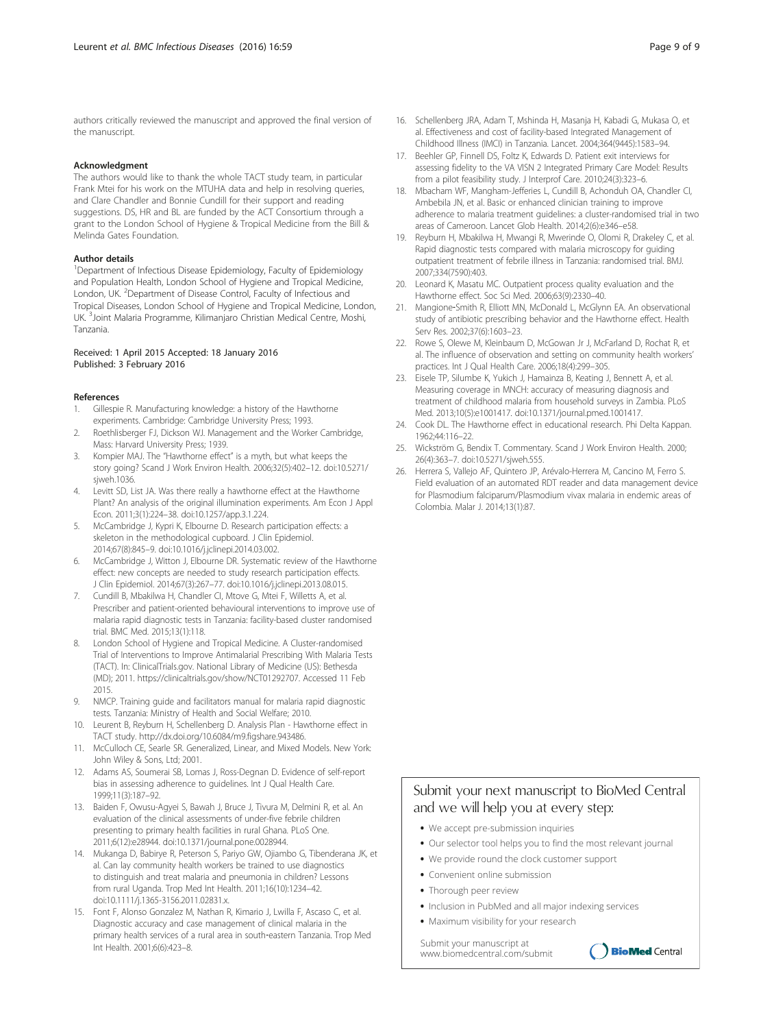authors critically reviewed the manuscript and approved the final version of the manuscript.

### Acknowledgment

The authors would like to thank the whole TACT study team, in particular Frank Mtei for his work on the MTUHA data and help in resolving queries, and Clare Chandler and Bonnie Cundill for their support and reading suggestions. DS, HR and BL are funded by the ACT Consortium through a grant to the London School of Hygiene & Tropical Medicine from the Bill & Melinda Gates Foundation.

### Author details

[1]Department of Infectious Disease Epidemiology, Faculty of Epidemiology and Population Health, London School of Hygiene and Tropical Medicine, London, UK. [2]Department of Disease Control, Faculty of Infectious and Tropical Diseases, London School of Hygiene and Tropical Medicine, London, UK. [3]Joint Malaria Programme, Kilimanjaro Christian Medical Centre, Moshi, Tanzania.

Received: 1 April 2015 Accepted: 18 January 2016
Published: 3 February 2016

### References

1. Gillespie R. Manufacturing knowledge: a history of the Hawthorne experiments. Cambridge: Cambridge University Press; 1993.
2. Roethlisberger FJ, Dickson WJ. Management and the Worker Cambridge, Mass: Harvard University Press; 1939.
3. Kompier MAJ. The "Hawthorne effect" is a myth, but what keeps the story going? Scand J Work Environ Health. 2006;32(5):402–12. doi:10.5271/sjweh.1036.
4. Levitt SD, List JA. Was there really a hawthorne effect at the Hawthorne Plant? An analysis of the original illumination experiments. Am Econ J Appl Econ. 2011;3(1):224–38. doi:10.1257/app.3.1.224.
5. McCambridge J, Kypri K, Elbourne D. Research participation effects: a skeleton in the methodological cupboard. J Clin Epidemiol. 2014;67(8):845–9. doi:10.1016/j.jclinepi.2014.03.002.
6. McCambridge J, Witton J, Elbourne DR. Systematic review of the Hawthorne effect: new concepts are needed to study research participation effects. J Clin Epidemiol. 2014;67(3):267–77. doi:10.1016/j.jclinepi.2013.08.015.
7. Cundill B, Mbakilwa H, Chandler CI, Mtove G, Mtei F, Willetts A, et al. Prescriber and patient-oriented behavioural interventions to improve use of malaria rapid diagnostic tests in Tanzania: facility-based cluster randomised trial. BMC Med. 2015;13(1):118.
8. London School of Hygiene and Tropical Medicine. A Cluster-randomised Trial of Interventions to Improve Antimalarial Prescribing With Malaria Tests (TACT). In: ClinicalTrials.gov. National Library of Medicine (US): Bethesda (MD); 2011. https://clinicaltrials.gov/show/NCT01292707. Accessed 11 Feb 2015.
9. NMCP. Training guide and facilitators manual for malaria rapid diagnostic tests. Tanzania: Ministry of Health and Social Welfare; 2010.
10. Leurent B, Reyburn H, Schellenberg D. Analysis Plan - Hawthorne effect in TACT study. http://dx.doi.org/10.6084/m9.figshare.943486.
11. McCulloch CE, Searle SR. Generalized, Linear, and Mixed Models. New York: John Wiley & Sons, Ltd; 2001.
12. Adams AS, Soumerai SB, Lomas J, Ross-Degnan D. Evidence of self-report bias in assessing adherence to guidelines. Int J Qual Health Care. 1999;11(3):187–92.
13. Baiden F, Owusu-Agyei S, Bawah J, Bruce J, Tivura M, Delmini R, et al. An evaluation of the clinical assessments of under-five febrile children presenting to primary health facilities in rural Ghana. PLoS One. 2011;6(12):e28944. doi:10.1371/journal.pone.0028944.
14. Mukanga D, Babirye R, Peterson S, Pariyo GW, Ojiambo G, Tibenderana JK, et al. Can lay community health workers be trained to use diagnostics to distinguish and treat malaria and pneumonia in children? Lessons from rural Uganda. Trop Med Int Health. 2011;16(10):1234–42. doi:10.1111/j.1365-3156.2011.02831.x.
15. Font F, Alonso Gonzalez M, Nathan R, Kimario J, Lwilla F, Ascaso C, et al. Diagnostic accuracy and case management of clinical malaria in the primary health services of a rural area in south-eastern Tanzania. Trop Med Int Health. 2001;6(6):423–8.
16. Schellenberg JRA, Adam T, Mshinda H, Masanja H, Kabadi G, Mukasa O, et al. Effectiveness and cost of facility-based Integrated Management of Childhood Illness (IMCI) in Tanzania. Lancet. 2004;364(9445):1583–94.
17. Beehler GP, Finnell DS, Foltz K, Edwards D. Patient exit interviews for assessing fidelity to the VA VISN 2 Integrated Primary Care Model: Results from a pilot feasibility study. J Interprof Care. 2010;24(3):323–6.
18. Mbacham WF, Mangham-Jefferies L, Cundill B, Achonduh OA, Chandler CI, Ambebila JN, et al. Basic or enhanced clinician training to improve adherence to malaria treatment guidelines: a cluster-randomised trial in two areas of Cameroon. Lancet Glob Health. 2014;2(6):e346–e58.
19. Reyburn H, Mbakilwa H, Mwangi R, Mwerinde O, Olomi R, Drakeley C, et al. Rapid diagnostic tests compared with malaria microscopy for guiding outpatient treatment of febrile illness in Tanzania: randomised trial. BMJ. 2007;334(7590):403.
20. Leonard K, Masatu MC. Outpatient process quality evaluation and the Hawthorne effect. Soc Sci Med. 2006;63(9):2330–40.
21. Mangione-Smith R, Elliott MN, McDonald L, McGlynn EA. An observational study of antibiotic prescribing behavior and the Hawthorne effect. Health Serv Res. 2002;37(6):1603–23.
22. Rowe S, Olewe M, Kleinbaum D, McGowan Jr J, McFarland D, Rochat R, et al. The influence of observation and setting on community health workers' practices. Int J Qual Health Care. 2006;18(4):299–305.
23. Eisele TP, Silumbe K, Yukich J, Hamainza B, Keating J, Bennett A, et al. Measuring coverage in MNCH: accuracy of measuring diagnosis and treatment of childhood malaria from household surveys in Zambia. PLoS Med. 2013;10(5):e1001417. doi:10.1371/journal.pmed.1001417.
24. Cook DL. The Hawthorne effect in educational research. Phi Delta Kappan. 1962;44:116–22.
25. Wickström G, Bendix T. Commentary. Scand J Work Environ Health. 2000; 26(4):363–7. doi:10.5271/sjweh.555.
26. Herrera S, Vallejo AF, Quintero JP, Arévalo-Herrera M, Cancino M, Ferro S. Field evaluation of an automated RDT reader and data management device for Plasmodium falciparum/Plasmodium vivax malaria in endemic areas of Colombia. Malar J. 2014;13(1):87.

Submit your next manuscript to BioMed Central and we will help you at every step:

- We accept pre-submission inquiries
- Our selector tool helps you to find the most relevant journal
- We provide round the clock customer support
- Convenient online submission
- Thorough peer review
- Inclusion in PubMed and all major indexing services
- Maximum visibility for your research

Submit your manuscript at www.biomedcentral.com/submit

BioMed Central